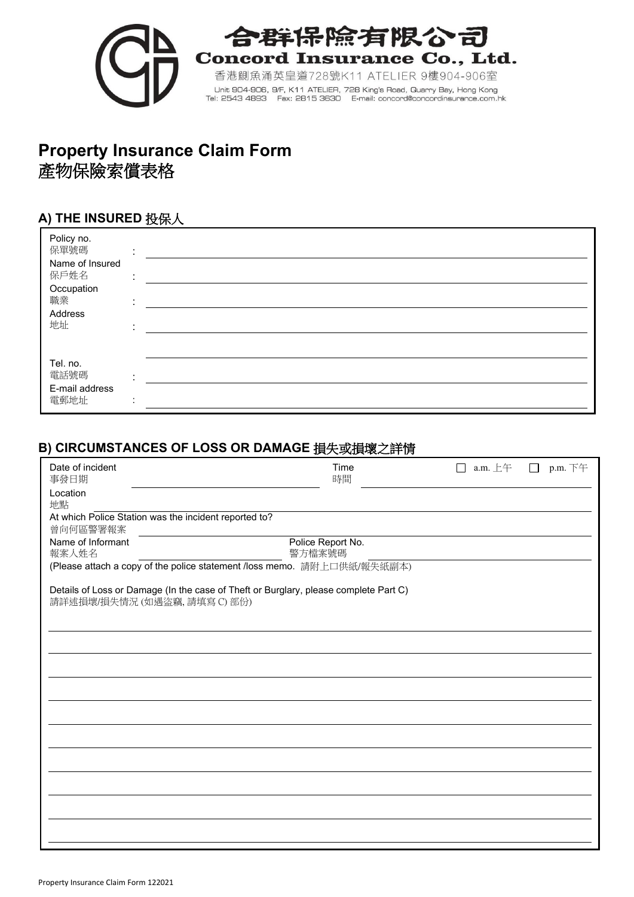合群保險有限公司
**Concord Insurance Co., Ltd.**
香港鰂魚涌英皇道728號K11 ATELIER 9樓904-906室
Unit 904-906, 9/F, K11 ATELIER, 728 King's Road, Quarry Bay, Hong Kong
Tel: 2543 4893 Fax: 2815 3630 E-mail: concord@concordinsurance.com.hk

# Property Insurance Claim Form
# 產物保險索償表格

## A) THE INSURED 投保人

Policy no.
保單號碼 : ______________________

Name of Insured
保戶姓名 : ______________________

Occupation
職業 : ______________________

Address
地址 : ______________________

______________________

Tel. no.
電話號碼 : ______________________

E-mail address
電郵地址 : ______________________

## B) CIRCUMSTANCES OF LOSS OR DAMAGE 損失或損壞之詳情

Date of incident
事發日期 ______________________ Time
時間 ______________________ ☐ a.m. 上午 ☐ p.m. 下午

Location
地點 ______________________

At which Police Station was the incident reported to?
曾向何區警署報案 ______________________

Name of Informant
報案人姓名 ______________________ Police Report No.
警方檔案號碼 ______________________

(Please attach a copy of the police statement /loss memo. 請附上口供紙/報失紙副本)

Details of Loss or Damage (In the case of Theft or Burglary, please complete Part C)
請詳述損壞/損失情況 (如遇盜竊, 請填寫 C) 部份)

______________________

______________________

______________________

______________________

______________________

______________________

______________________

______________________

______________________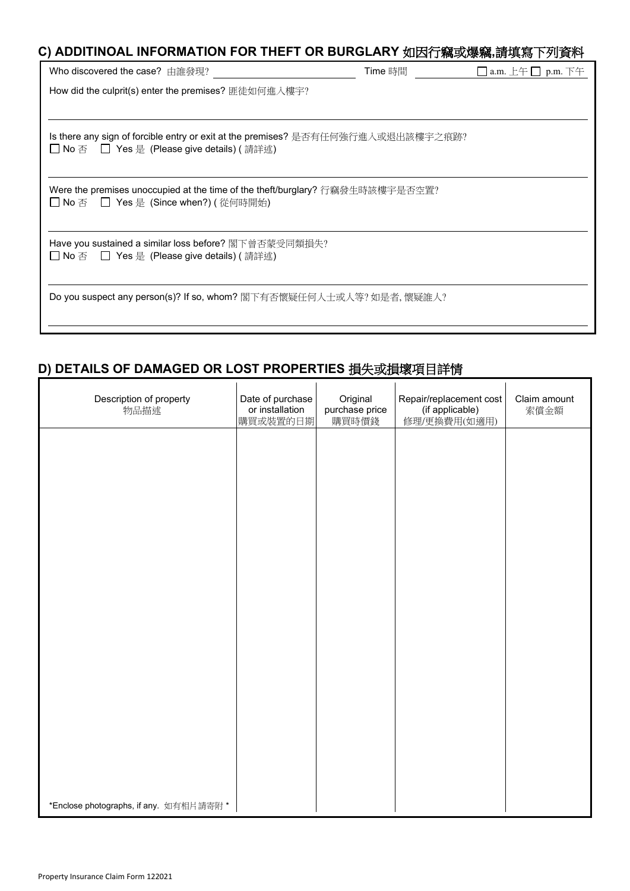## C) ADDITINOAL INFORMATION FOR THEFT OR BURGLARY 如因行竊或爆竊,請填寫下列資料

Who discovered the case? 由誰發現? \_\_\_\_\_\_\_\_\_\_\_\_\_\_\_\_ Time 時間 \_\_\_\_\_\_\_\_ ☐ a.m. 上午 ☐ p.m. 下午

How did the culprit(s) enter the premises? 匪徒如何進入樓宇?

Is there any sign of forcible entry or exit at the premises? 是否有任何強行進入或退出該樓宇之痕跡?
☐ No 否 ☐ Yes 是 (Please give details) ( 請詳述)

Were the premises unoccupied at the time of the theft/burglary? 行竊發生時該樓宇是否空置?
☐ No 否 ☐ Yes 是 (Since when?) ( 從何時開始)

Have you sustained a similar loss before? 閣下曾否蒙受同類損失?
☐ No 否 ☐ Yes 是 (Please give details) ( 請詳述)

Do you suspect any person(s)? If so, whom? 閣下有否懷疑任何人士或人等? 如是者, 懷疑誰人?

## D) DETAILS OF DAMAGED OR LOST PROPERTIES 損失或損壞項目詳情

| Description of property 物品描述 | Date of purchase or installation 購買或裝置的日期 | Original purchase price 購買時價錢 | Repair/replacement cost (if applicable) 修理/更換費用(如適用) | Claim amount 索償金額 |
|---|---|---|---|---|
| | | | | |
| *Enclose photographs, if any. 如有相片請寄附 * | | | | |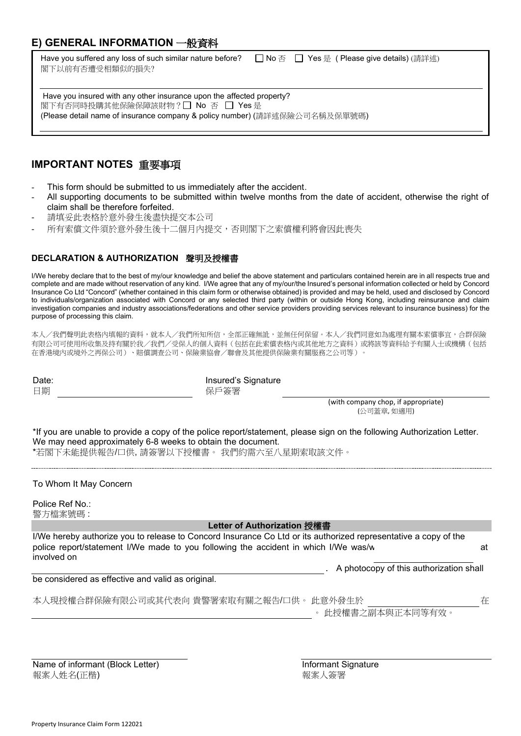## E) GENERAL INFORMATION 一般資料

Have you suffered any loss of such similar nature before? ☐ No 否 ☐ Yes 是 ( Please give details) (請詳述)
閣下以前有否遭受相類似的損失?

Have you insured with any other insurance upon the affected property?
閣下有否同時投購其他保險保障該財物？☐ No 否 ☐ Yes 是
(Please detail name of insurance company & policy number) (請詳述保險公司名稱及保單號碼)

## IMPORTANT NOTES 重要事項

- This form should be submitted to us immediately after the accident.
- All supporting documents to be submitted within twelve months from the date of accident, otherwise the right of claim shall be therefore forfeited.
- 請填妥此表格於意外發生後盡快提交本公司
- 所有索償文件須於意外發生後十二個月內提交，否則閣下之索償權利將會因此喪失

### DECLARATION & AUTHORIZATION 聲明及授權書

I/We hereby declare that to the best of my/our knowledge and belief the above statement and particulars contained herein are in all respects true and complete and are made without reservation of any kind. I/We agree that any of my/our/the Insured's personal information collected or held by Concord Insurance Co Ltd "Concord" (whether contained in this claim form or otherwise obtained) is provided and may be held, used and disclosed by Concord to individuals/organization associated with Concord or any selected third party (within or outside Hong Kong, including reinsurance and claim investigation companies and industry associations/federations and other service providers providing services relevant to insurance business) for the purpose of processing this claim.

本人／我們聲明此表格內填報的資料，就本人／我們所知所信，全部正確無訛，並無任何保留。本人／我們同意如為處理有關本索償事宜，合群保險有限公司可使用所收集及持有關於我／我們／受保人的個人資料（包括在此索償表格內或其他地方之資料）或將該等資料給予有關人士或機構（包括在香港境內或境外之再保公司）、賠償調查公司、保險業協會／聯會及其他提供保險業有關服務之公司等）。

Date:
日期 ____________________

Insured's Signature
保戶簽署 ____________________
(with company chop, if appropriate)
(公司蓋章, 如適用)

*If you are unable to provide a copy of the police report/statement, please sign on the following Authorization Letter. We may need approximately 6-8 weeks to obtain the document.
*若閣下未能提供報告/口供, 請簽署以下授權書。 我們約需六至八星期索取該文件。

To Whom It May Concern

Police Ref No.:
警方檔案號碼 :

**Letter of Authorization 授權書**

I/We hereby authorize you to release to Concord Insurance Co Ltd or its authorized representative a copy of the police report/statement I/We made to you following the accident in which I/We was/were involved on ____________________ at ____________________. A photocopy of this authorization shall be considered as effective and valid as original.

本人現授權合群保險有限公司或其代表向 貴警署索取有關之報告/口供。 此意外發生於 ____________________ 在 ____________________。 此授權書之副本與正本同等有效。

Name of informant (Block Letter)
報案人姓名(正楷)

Informant Signature
報案人簽署